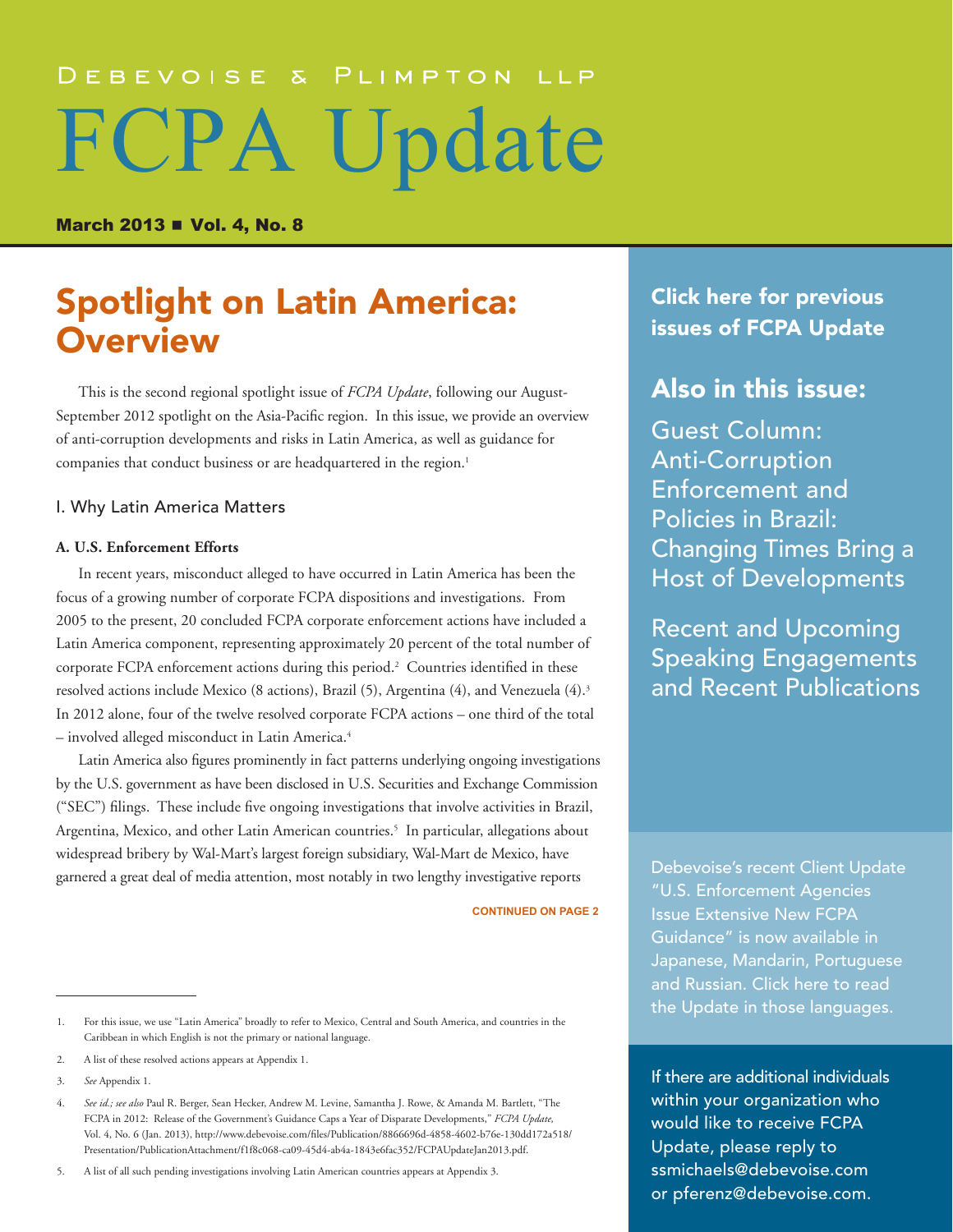Debevoise & Plimpton LLP

# FCPA Update

**March 2013 ■ Vol. 4, No. 8**

## Spotlight on Latin America: Overview

This is the second regional spotlight issue of *FCPA Update*, following our August-September 2012 spotlight on the Asia-Pacific region. In this issue, we provide an overview of anti-corruption developments and risks in Latin America, as well as guidance for companies that conduct business or are headquartered in the region.[1]

### I. Why Latin America Matters

**A. U.S. Enforcement Efforts**

In recent years, misconduct alleged to have occurred in Latin America has been the focus of a growing number of corporate FCPA dispositions and investigations. From 2005 to the present, 20 concluded FCPA corporate enforcement actions have included a Latin America component, representing approximately 20 percent of the total number of corporate FCPA enforcement actions during this period.[2] Countries identified in these resolved actions include Mexico (8 actions), Brazil (5), Argentina (4), and Venezuela (4).[3] In 2012 alone, four of the twelve resolved corporate FCPA actions – one third of the total – involved alleged misconduct in Latin America.[4]

Latin America also figures prominently in fact patterns underlying ongoing investigations by the U.S. government as have been disclosed in U.S. Securities and Exchange Commission ("SEC") filings. These include five ongoing investigations that involve activities in Brazil, Argentina, Mexico, and other Latin American countries.[5] In particular, allegations about widespread bribery by Wal-Mart's largest foreign subsidiary, Wal-Mart de Mexico, have garnered a great deal of media attention, most notably in two lengthy investigative reports

CONTINUED ON PAGE 2

---

1. For this issue, we use "Latin America" broadly to refer to Mexico, Central and South America, and countries in the Caribbean in which English is not the primary or national language.

2. A list of these resolved actions appears at Appendix 1.

3. *See* Appendix 1.

4. *See id.; see also* Paul R. Berger, Sean Hecker, Andrew M. Levine, Samantha J. Rowe, & Amanda M. Bartlett, "The FCPA in 2012: Release of the Government's Guidance Caps a Year of Disparate Developments," *FCPA Update,* Vol. 4, No. 6 (Jan. 2013), http://www.debevoise.com/files/Publication/8866696d-4858-4602-b76e-130dd172a518/Presentation/PublicationAttachment/f1f8c068-ca09-45d4-ab4a-1843e6fac352/FCPAUpdateJan2013.pdf.

5. A list of all such pending investigations involving Latin American countries appears at Appendix 3.

---

**Click here for previous issues of FCPA Update**

**Also in this issue:**

Guest Column: Anti-Corruption Enforcement and Policies in Brazil: Changing Times Bring a Host of Developments

Recent and Upcoming Speaking Engagements and Recent Publications

Debevoise's recent Client Update "U.S. Enforcement Agencies Issue Extensive New FCPA Guidance" is now available in Japanese, Mandarin, Portuguese and Russian. Click here to read the Update in those languages.

If there are additional individuals within your organization who would like to receive FCPA Update, please reply to ssmichaels@debevoise.com or pferenz@debevoise.com.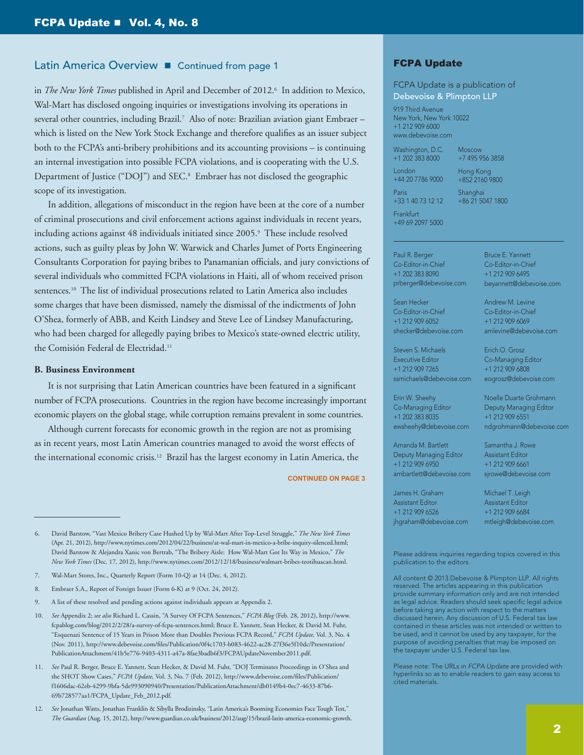## Latin America Overview ■ Continued from page 1

in *The New York Times* published in April and December of 2012.[6] In addition to Mexico, Wal-Mart has disclosed ongoing inquiries or investigations involving its operations in several other countries, including Brazil.[7] Also of note: Brazilian aviation giant Embraer – which is listed on the New York Stock Exchange and therefore qualifies as an issuer subject both to the FCPA's anti-bribery prohibitions and its accounting provisions – is continuing an internal investigation into possible FCPA violations, and is cooperating with the U.S. Department of Justice ("DOJ") and SEC.[8] Embraer has not disclosed the geographic scope of its investigation.

In addition, allegations of misconduct in the region have been at the core of a number of criminal prosecutions and civil enforcement actions against individuals in recent years, including actions against 48 individuals initiated since 2005.[9] These include resolved actions, such as guilty pleas by John W. Warwick and Charles Jumet of Ports Engineering Consultants Corporation for paying bribes to Panamanian officials, and jury convictions of several individuals who committed FCPA violations in Haiti, all of whom received prison sentences.[10] The list of individual prosecutions related to Latin America also includes some charges that have been dismissed, namely the dismissal of the indictments of John O'Shea, formerly of ABB, and Keith Lindsey and Steve Lee of Lindsey Manufacturing, who had been charged for allegedly paying bribes to Mexico's state-owned electric utility, the Comisión Federal de Electridad.[11]

### B. Business Environment

It is not surprising that Latin American countries have been featured in a significant number of FCPA prosecutions. Countries in the region have become increasingly important economic players on the global stage, while corruption remains prevalent in some countries.

Although current forecasts for economic growth in the region are not as promising as in recent years, most Latin American countries managed to avoid the worst effects of the international economic crisis.[12] Brazil has the largest economy in Latin America, the

CONTINUED ON PAGE 3

---

6. David Barstow, "Vast Mexico Bribery Case Hushed Up by Wal-Mart After Top-Level Struggle," *The New York Times* (Apr. 21, 2012), http://www.nytimes.com/2012/04/22/business/at-wal-mart-in-mexico-a-bribe-inquiry-silenced.html; David Barstow & Alejandra Xanic von Bertrab, "The Bribery Aisle: How Wal-Mart Got Its Way in Mexico," *The New York Times* (Dec. 17, 2012), http://www.nytimes.com/2012/12/18/business/walmart-bribes-teotihuacan.html.

7. Wal-Mart Stores, Inc., Quarterly Report (Form 10-Q) at 14 (Dec. 4, 2012).

8. Embraer S.A., Report of Foreign Issuer (Form 6-K) at 9 (Oct. 24, 2012).

9. A list of these resolved and pending actions against individuals appears at Appendix 2.

10. *See* Appendix 2; *see also* Richard L. Cassin, "A Survey Of FCPA Sentences," *FCPA Blog* (Feb. 28, 2012), http://www.fcpablog.com/blog/2012/2/28/a-survey-of-fcpa-sentences.html; Bruce E. Yannett, Sean Hecker, & David M. Fuhr, "Esquenazi Sentence of 15 Years in Prison More than Doubles Previous FCPA Record," *FCPA Update,* Vol. 3, No. 4 (Nov. 2011), http://www.debevoise.com/files/Publication/0f4c1703-b083-4622-ac28-27f36e5f10dc/Presentation/PublicationAttachment/41b5e776-9403-4311-a47a-8fae3badb6f3/FCPAUpdateNovember2011.pdf.

11. *See* Paul R. Berger, Bruce E. Yannett, Sean Hecker, & David M. Fuhr, "DOJ Terminates Proceedings in O'Shea and the SHOT Show Cases," *FCPA Update,* Vol. 3, No. 7 (Feb. 2012), http://www.debevoise.com/files/Publication/f1606dac-62eb-4299-9bfa-5de993090940/Presentation/PublicationAttachment/db0149b4-0ec7-4633-87b6-69b728577aa1/FCPA_Update_Feb_2012.pdf.

12. *See* Jonathan Watts, Jonathan Franklin & Sibylla Brodizinsky, "Latin America's Booming Economies Face Tough Test," *The Guardian* (Aug. 15, 2012), http://www.guardian.co.uk/business/2012/aug/15/brazil-latin-america-economic-growth.

---

**FCPA Update**

FCPA Update is a publication of Debevoise & Plimpton LLP

919 Third Avenue
New York, New York 10022
+1 212 909 6000
www.debevoise.com

Washington, D.C.
+1 202 383 8000

London
+44 20 7786 9000

Paris
+33 1 40 73 12 12

Frankfurt
+49 69 2097 5000

Moscow
+7 495 956 3858

Hong Kong
+852 2160 9800

Shanghai
+86 21 5047 1800

Paul R. Berger
Co-Editor-in-Chief
+1 202 383 8090
prberger@debevoise.com

Bruce E. Yannett
Co-Editor-in-Chief
+1 212 909 6495
beyannett@debevoise.com

Sean Hecker
Co-Editor-in-Chief
+1 212 909 6052
shecker@debevoise.com

Andrew M. Levine
Co-Editor-in-Chief
+1 212 909 6069
amlevine@debevoise.com

Steven S. Michaels
Executive Editor
+1 212 909 7265
ssmichaels@debevoise.com

Erich O. Grosz
Co-Managing Editor
+1 212 909 6808
eogrosz@debevoise.com

Erin W. Sheehy
Co-Managing Editor
+1 202 383 8035
ewsheehy@debevoise.com

Noelle Duarte Grohmann
Deputy Managing Editor
+1 212 909 6551
ndgrohmann@debevoise.com

Amanda M. Bartlett
Deputy Managing Editor
+1 212 909 6950
ambartlett@debevoise.com

Samantha J. Rowe
Assistant Editor
+1 212 909 6661
sjrowe@debevoise.com

James H. Graham
Assistant Editor
+1 212 909 6526
jhgraham@debevoise.com

Michael T. Leigh
Assistant Editor
+1 212 909 6684
mtleigh@debevoise.com

Please address inquiries regarding topics covered in this publication to the editors.

All content © 2013 Debevoise & Plimpton LLP. All rights reserved. The articles appearing in this publication provide summary information only and are not intended as legal advice. Readers should seek specific legal advice before taking any action with respect to the matters discussed herein. Any discussion of U.S. Federal tax law contained in these articles was not intended or written to be used, and it cannot be used by any taxpayer, for the purpose of avoiding penalties that may be imposed on the taxpayer under U.S. Federal tax law.

Please note: The URLs in *FCPA Update* are provided with hyperlinks so as to enable readers to gain easy access to cited materials.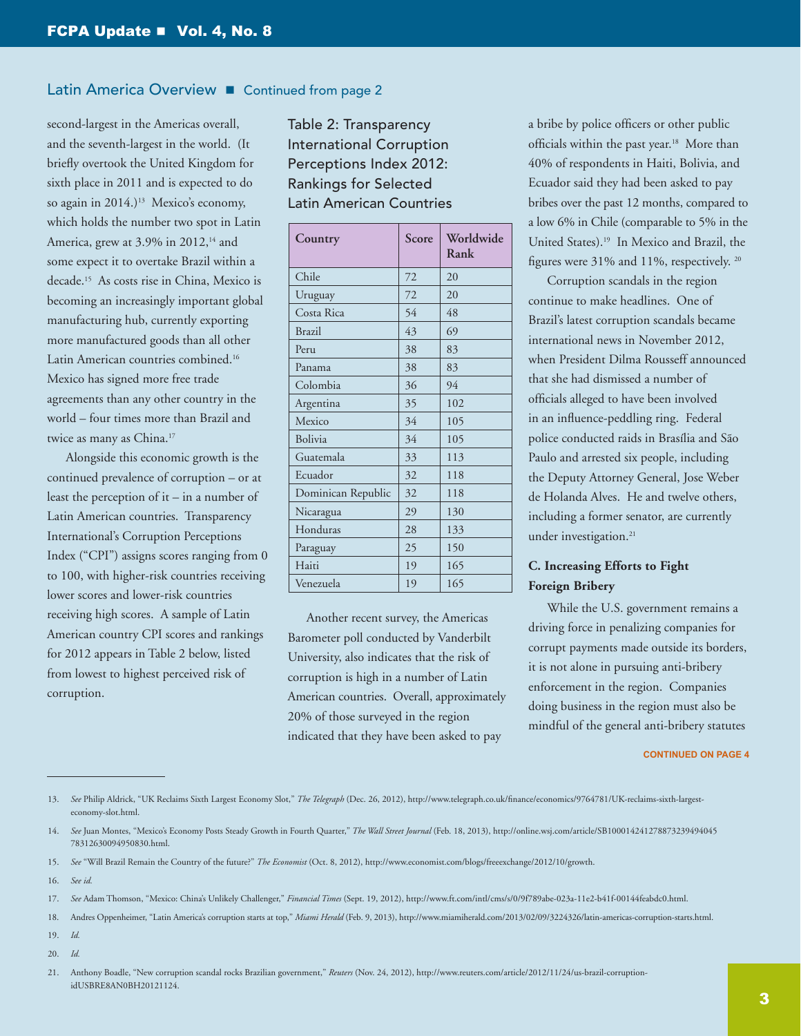## Latin America Overview ■ Continued from page 2

second-largest in the Americas overall, and the seventh-largest in the world. (It briefly overtook the United Kingdom for sixth place in 2011 and is expected to do so again in 2014.)[13] Mexico's economy, which holds the number two spot in Latin America, grew at 3.9% in 2012,[14] and some expect it to overtake Brazil within a decade.[15] As costs rise in China, Mexico is becoming an increasingly important global manufacturing hub, currently exporting more manufactured goods than all other Latin American countries combined.[16] Mexico has signed more free trade agreements than any other country in the world – four times more than Brazil and twice as many as China.[17]

Alongside this economic growth is the continued prevalence of corruption – or at least the perception of it – in a number of Latin American countries. Transparency International's Corruption Perceptions Index ("CPI") assigns scores ranging from 0 to 100, with higher-risk countries receiving lower scores and lower-risk countries receiving high scores. A sample of Latin American country CPI scores and rankings for 2012 appears in Table 2 below, listed from lowest to highest perceived risk of corruption.

### Table 2: Transparency International Corruption Perceptions Index 2012: Rankings for Selected Latin American Countries

| Country | Score | Worldwide Rank |
|---|---|---|
| Chile | 72 | 20 |
| Uruguay | 72 | 20 |
| Costa Rica | 54 | 48 |
| Brazil | 43 | 69 |
| Peru | 38 | 83 |
| Panama | 38 | 83 |
| Colombia | 36 | 94 |
| Argentina | 35 | 102 |
| Mexico | 34 | 105 |
| Bolivia | 34 | 105 |
| Guatemala | 33 | 113 |
| Ecuador | 32 | 118 |
| Dominican Republic | 32 | 118 |
| Nicaragua | 29 | 130 |
| Honduras | 28 | 133 |
| Paraguay | 25 | 150 |
| Haiti | 19 | 165 |
| Venezuela | 19 | 165 |

Another recent survey, the Americas Barometer poll conducted by Vanderbilt University, also indicates that the risk of corruption is high in a number of Latin American countries. Overall, approximately 20% of those surveyed in the region indicated that they have been asked to pay a bribe by police officers or other public officials within the past year.[18] More than 40% of respondents in Haiti, Bolivia, and Ecuador said they had been asked to pay bribes over the past 12 months, compared to a low 6% in Chile (comparable to 5% in the United States).[19] In Mexico and Brazil, the figures were 31% and 11%, respectively.[20]

Corruption scandals in the region continue to make headlines. One of Brazil's latest corruption scandals became international news in November 2012, when President Dilma Rousseff announced that she had dismissed a number of officials alleged to have been involved in an influence-peddling ring. Federal police conducted raids in Brasília and São Paulo and arrested six people, including the Deputy Attorney General, Jose Weber de Holanda Alves. He and twelve others, including a former senator, are currently under investigation.[21]

### C. Increasing Efforts to Fight Foreign Bribery

While the U.S. government remains a driving force in penalizing companies for corrupt payments made outside its borders, it is not alone in pursuing anti-bribery enforcement in the region. Companies doing business in the region must also be mindful of the general anti-bribery statutes

**CONTINUED ON PAGE 4**

---

13. *See* Philip Aldrick, "UK Reclaims Sixth Largest Economy Slot," *The Telegraph* (Dec. 26, 2012), http://www.telegraph.co.uk/finance/economics/9764781/UK-reclaims-sixth-largest-economy-slot.html.

14. *See* Juan Montes, "Mexico's Economy Posts Steady Growth in Fourth Quarter," *The Wall Street Journal* (Feb. 18, 2013), http://online.wsj.com/article/SB10001424127887323949404578312630094950830.html.

15. *See* "Will Brazil Remain the Country of the future?" *The Economist* (Oct. 8, 2012), http://www.economist.com/blogs/freeexchange/2012/10/growth.

16. *See id.*

17. *See* Adam Thomson, "Mexico: China's Unlikely Challenger," *Financial Times* (Sept. 19, 2012), http://www.ft.com/intl/cms/s/0/9f789abe-023a-11e2-b41f-00144feabdc0.html.

18. Andres Oppenheimer, "Latin America's corruption starts at top," *Miami Herald* (Feb. 9, 2013), http://www.miamiherald.com/2013/02/09/3224326/latin-americas-corruption-starts.html.

19. *Id.*

20. *Id.*

21. Anthony Boadle, "New corruption scandal rocks Brazilian government," *Reuters* (Nov. 24, 2012), http://www.reuters.com/article/2012/11/24/us-brazil-corruption-idUSBRE8AN0BH20121124.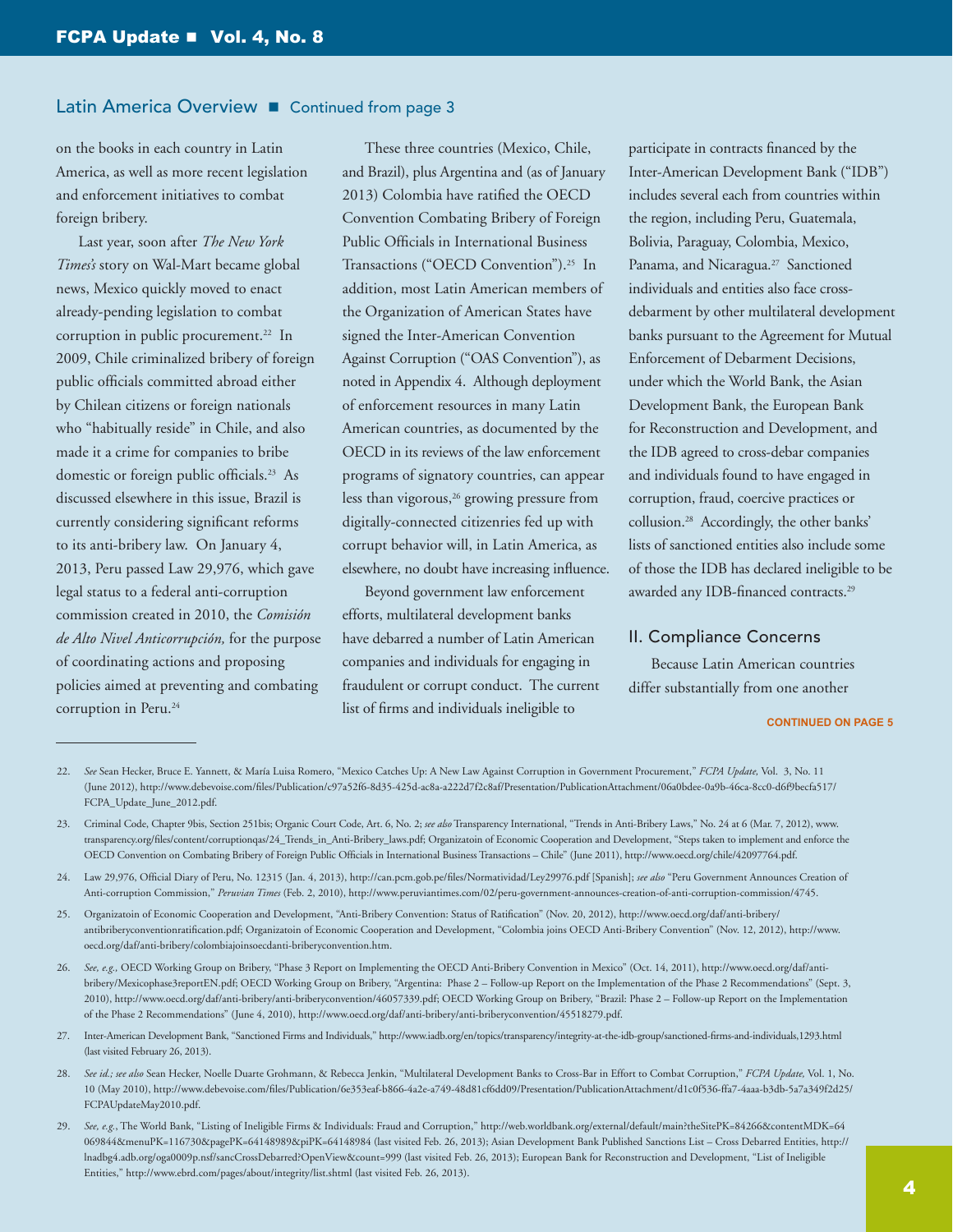Latin America Overview ■ Continued from page 3

on the books in each country in Latin America, as well as more recent legislation and enforcement initiatives to combat foreign bribery.

Last year, soon after *The New York Times's* story on Wal-Mart became global news, Mexico quickly moved to enact already-pending legislation to combat corruption in public procurement.[22] In 2009, Chile criminalized bribery of foreign public officials committed abroad either by Chilean citizens or foreign nationals who "habitually reside" in Chile, and also made it a crime for companies to bribe domestic or foreign public officials.[23] As discussed elsewhere in this issue, Brazil is currently considering significant reforms to its anti-bribery law. On January 4, 2013, Peru passed Law 29,976, which gave legal status to a federal anti-corruption commission created in 2010, the *Comisión de Alto Nivel Anticorrupción,* for the purpose of coordinating actions and proposing policies aimed at preventing and combating corruption in Peru.[24]

These three countries (Mexico, Chile, and Brazil), plus Argentina and (as of January 2013) Colombia have ratified the OECD Convention Combating Bribery of Foreign Public Officials in International Business Transactions ("OECD Convention").[25] In addition, most Latin American members of the Organization of American States have signed the Inter-American Convention Against Corruption ("OAS Convention"), as noted in Appendix 4. Although deployment of enforcement resources in many Latin American countries, as documented by the OECD in its reviews of the law enforcement programs of signatory countries, can appear less than vigorous,[26] growing pressure from digitally-connected citizenries fed up with corrupt behavior will, in Latin America, as elsewhere, no doubt have increasing influence.

Beyond government law enforcement efforts, multilateral development banks have debarred a number of Latin American companies and individuals for engaging in fraudulent or corrupt conduct. The current list of firms and individuals ineligible to participate in contracts financed by the Inter-American Development Bank ("IDB") includes several each from countries within the region, including Peru, Guatemala, Bolivia, Paraguay, Colombia, Mexico, Panama, and Nicaragua.[27] Sanctioned individuals and entities also face cross-debarment by other multilateral development banks pursuant to the Agreement for Mutual Enforcement of Debarment Decisions, under which the World Bank, the Asian Development Bank, the European Bank for Reconstruction and Development, and the IDB agreed to cross-debar companies and individuals found to have engaged in corruption, fraud, coercive practices or collusion.[28] Accordingly, the other banks' lists of sanctioned entities also include some of those the IDB has declared ineligible to be awarded any IDB-financed contracts.[29]

## II. Compliance Concerns

Because Latin American countries differ substantially from one another

CONTINUED ON PAGE 5

---

22. *See* Sean Hecker, Bruce E. Yannett, & María Luisa Romero, "Mexico Catches Up: A New Law Against Corruption in Government Procurement," *FCPA Update,* Vol. 3, No. 11 (June 2012), http://www.debevoise.com/files/Publication/c97a52f6-8d35-425d-ac8a-a222d7f2c8af/Presentation/PublicationAttachment/06a0bdee-0a9b-46ca-8cc0-d6f9becfa517/FCPA_Update_June_2012.pdf.

23. Criminal Code, Chapter 9bis, Section 251bis; Organic Court Code, Art. 6, No. 2; *see also* Transparency International, "Trends in Anti-Bribery Laws," No. 24 at 6 (Mar. 7, 2012), www.transparency.org/files/content/corruptionqas/24_Trends_in_Anti-Bribery_laws.pdf; Organizatoin of Economic Cooperation and Development, "Steps taken to implement and enforce the OECD Convention on Combating Bribery of Foreign Public Officials in International Business Transactions – Chile" (June 2011), http://www.oecd.org/chile/42097764.pdf.

24. Law 29,976, Official Diary of Peru, No. 12315 (Jan. 4, 2013), http://can.pcm.gob.pe/files/Normatividad/Ley29976.pdf [Spanish]; *see also* "Peru Government Announces Creation of Anti-corruption Commission," *Peruvian Times* (Feb. 2, 2010), http://www.peruviantimes.com/02/peru-government-announces-creation-of-anti-corruption-commission/4745.

25. Organizatoin of Economic Cooperation and Development, "Anti-Bribery Convention: Status of Ratification" (Nov. 20, 2012), http://www.oecd.org/daf/anti-bribery/antibriberyconventionratification.pdf; Organizatoin of Economic Cooperation and Development, "Colombia joins OECD Anti-Bribery Convention" (Nov. 12, 2012), http://www.oecd.org/daf/anti-bribery/colombiajoinsoecdanti-briberyconvention.htm.

26. *See, e.g.,* OECD Working Group on Bribery, "Phase 3 Report on Implementing the OECD Anti-Bribery Convention in Mexico" (Oct. 14, 2011), http://www.oecd.org/daf/anti-bribery/Mexicophase3reportEN.pdf; OECD Working Group on Bribery, "Argentina: Phase 2 – Follow-up Report on the Implementation of the Phase 2 Recommendations" (Sept. 3, 2010), http://www.oecd.org/daf/anti-bribery/anti-briberyconvention/46057339.pdf; OECD Working Group on Bribery, "Brazil: Phase 2 – Follow-up Report on the Implementation of the Phase 2 Recommendations" (June 4, 2010), http://www.oecd.org/daf/anti-bribery/anti-briberyconvention/45518279.pdf.

27. Inter-American Development Bank, "Sanctioned Firms and Individuals," http://www.iadb.org/en/topics/transparency/integrity-at-the-idb-group/sanctioned-firms-and-individuals,1293.html (last visited February 26, 2013).

28. *See id.; see also* Sean Hecker, Noelle Duarte Grohmann, & Rebecca Jenkin, "Multilateral Development Banks to Cross-Bar in Effort to Combat Corruption," *FCPA Update,* Vol. 1, No. 10 (May 2010), http://www.debevoise.com/files/Publication/6e353eaf-b866-4a2e-a749-48d81cf6dd09/Presentation/PublicationAttachment/d1c0f536-ffa7-4aaa-b3db-5a7a349f2d25/FCPAUpdateMay2010.pdf.

29. *See, e.g.*, The World Bank, "Listing of Ineligible Firms & Individuals: Fraud and Corruption," http://web.worldbank.org/external/default/main?theSitePK=84266&contentMDK=64069844&menuPK=116730&pagePK=64148989&piPK=64148984 (last visited Feb. 26, 2013); Asian Development Bank Published Sanctions List – Cross Debarred Entities, http://lnadbg4.adb.org/oga0009p.nsf/sancCrossDebarred?OpenView&count=999 (last visited Feb. 26, 2013); European Bank for Reconstruction and Development, "List of Ineligible Entities," http://www.ebrd.com/pages/about/integrity/list.shtml (last visited Feb. 26, 2013).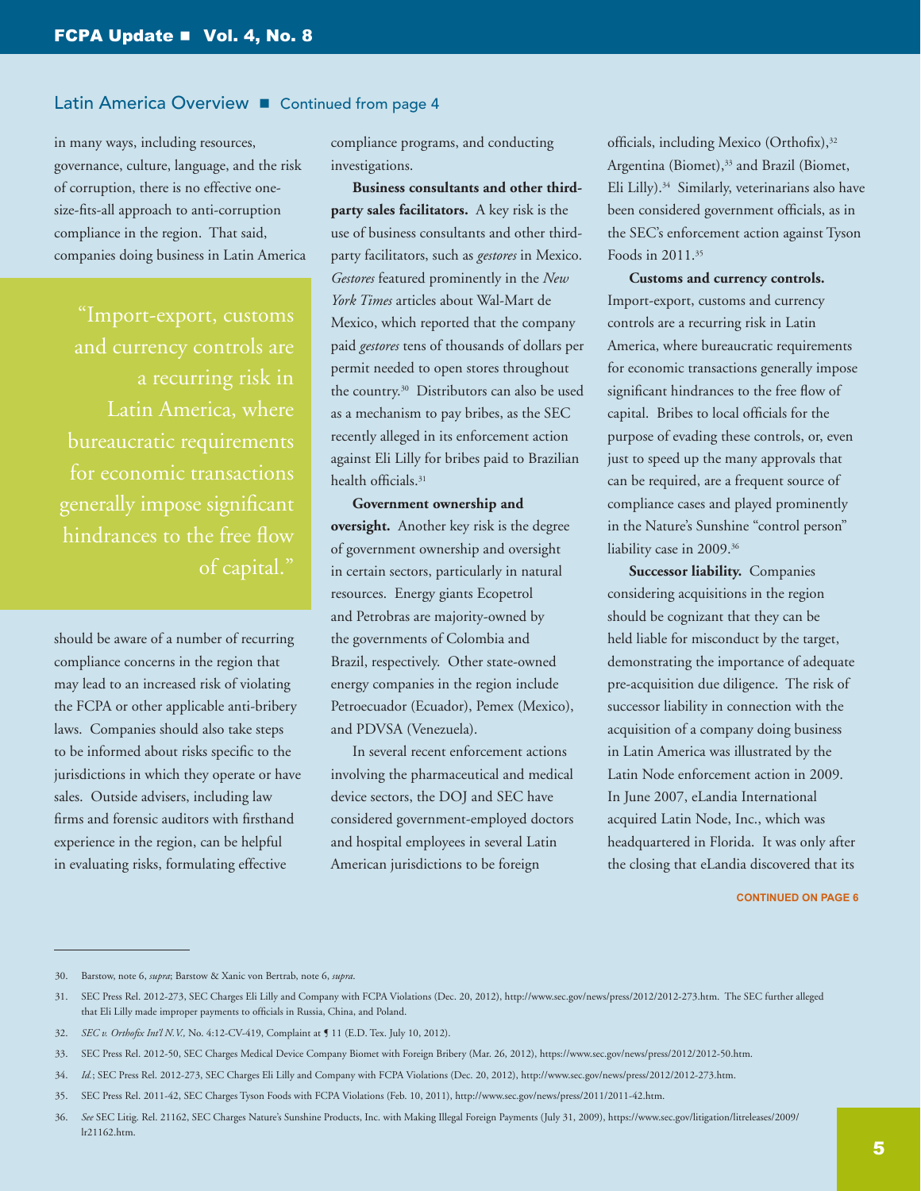## Latin America Overview ■ Continued from page 4

in many ways, including resources, governance, culture, language, and the risk of corruption, there is no effective one-size-fits-all approach to anti-corruption compliance in the region. That said, companies doing business in Latin America should be aware of a number of recurring compliance concerns in the region that may lead to an increased risk of violating the FCPA or other applicable anti-bribery laws. Companies should also take steps to be informed about risks specific to the jurisdictions in which they operate or have sales. Outside advisers, including law firms and forensic auditors with firsthand experience in the region, can be helpful in evaluating risks, formulating effective compliance programs, and conducting investigations.

> "Import-export, customs and currency controls are a recurring risk in Latin America, where bureaucratic requirements for economic transactions generally impose significant hindrances to the free flow of capital."

**Business consultants and other third-party sales facilitators.** A key risk is the use of business consultants and other third-party facilitators, such as *gestores* in Mexico. *Gestores* featured prominently in the *New York Times* articles about Wal-Mart de Mexico, which reported that the company paid *gestores* tens of thousands of dollars per permit needed to open stores throughout the country.[30] Distributors can also be used as a mechanism to pay bribes, as the SEC recently alleged in its enforcement action against Eli Lilly for bribes paid to Brazilian health officials.[31]

**Government ownership and oversight.** Another key risk is the degree of government ownership and oversight in certain sectors, particularly in natural resources. Energy giants Ecopetrol and Petrobras are majority-owned by the governments of Colombia and Brazil, respectively. Other state-owned energy companies in the region include Petroecuador (Ecuador), Pemex (Mexico), and PDVSA (Venezuela).

In several recent enforcement actions involving the pharmaceutical and medical device sectors, the DOJ and SEC have considered government-employed doctors and hospital employees in several Latin American jurisdictions to be foreign officials, including Mexico (Orthofix),[32] Argentina (Biomet),[33] and Brazil (Biomet, Eli Lilly).[34] Similarly, veterinarians also have been considered government officials, as in the SEC's enforcement action against Tyson Foods in 2011.[35]

**Customs and currency controls.** Import-export, customs and currency controls are a recurring risk in Latin America, where bureaucratic requirements for economic transactions generally impose significant hindrances to the free flow of capital. Bribes to local officials for the purpose of evading these controls, or, even just to speed up the many approvals that can be required, are a frequent source of compliance cases and played prominently in the Nature's Sunshine "control person" liability case in 2009.[36]

**Successor liability.** Companies considering acquisitions in the region should be cognizant that they can be held liable for misconduct by the target, demonstrating the importance of adequate pre-acquisition due diligence. The risk of successor liability in connection with the acquisition of a company doing business in Latin America was illustrated by the Latin Node enforcement action in 2009. In June 2007, eLandia International acquired Latin Node, Inc., which was headquartered in Florida. It was only after the closing that eLandia discovered that its

CONTINUED ON PAGE 6

---

30. Barstow, note 6, *supra*; Barstow & Xanic von Bertrab, note 6, *supra*.

31. SEC Press Rel. 2012-273, SEC Charges Eli Lilly and Company with FCPA Violations (Dec. 20, 2012), http://www.sec.gov/news/press/2012/2012-273.htm. The SEC further alleged that Eli Lilly made improper payments to officials in Russia, China, and Poland.

32. *SEC v. Orthofix Int'l N.V.*, No. 4:12-CV-419, Complaint at ¶ 11 (E.D. Tex. July 10, 2012).

33. SEC Press Rel. 2012-50, SEC Charges Medical Device Company Biomet with Foreign Bribery (Mar. 26, 2012), https://www.sec.gov/news/press/2012/2012-50.htm.

34. *Id.*; SEC Press Rel. 2012-273, SEC Charges Eli Lilly and Company with FCPA Violations (Dec. 20, 2012), http://www.sec.gov/news/press/2012/2012-273.htm.

35. SEC Press Rel. 2011-42, SEC Charges Tyson Foods with FCPA Violations (Feb. 10, 2011), http://www.sec.gov/news/press/2011/2011-42.htm.

36. *See* SEC Litig. Rel. 21162, SEC Charges Nature's Sunshine Products, Inc. with Making Illegal Foreign Payments (July 31, 2009), https://www.sec.gov/litigation/litreleases/2009/lr21162.htm.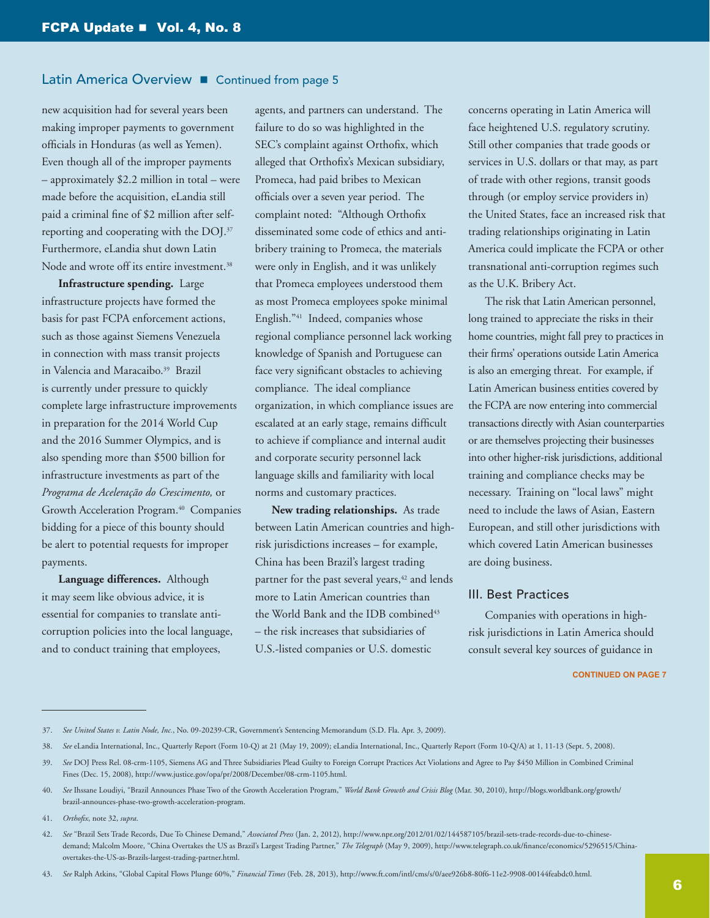## Latin America Overview ■ Continued from page 5

new acquisition had for several years been making improper payments to government officials in Honduras (as well as Yemen). Even though all of the improper payments – approximately $2.2 million in total – were made before the acquisition, eLandia still paid a criminal fine of $2 million after self-reporting and cooperating with the DOJ.[37] Furthermore, eLandia shut down Latin Node and wrote off its entire investment.[38]

**Infrastructure spending.** Large infrastructure projects have formed the basis for past FCPA enforcement actions, such as those against Siemens Venezuela in connection with mass transit projects in Valencia and Maracaibo.[39] Brazil is currently under pressure to quickly complete large infrastructure improvements in preparation for the 2014 World Cup and the 2016 Summer Olympics, and is also spending more than $500 billion for infrastructure investments as part of the *Programa de Aceleração do Crescimento,* or Growth Acceleration Program.[40] Companies bidding for a piece of this bounty should be alert to potential requests for improper payments.

**Language differences.** Although it may seem like obvious advice, it is essential for companies to translate anti-corruption policies into the local language, and to conduct training that employees, agents, and partners can understand. The failure to do so was highlighted in the SEC's complaint against Orthofix, which alleged that Orthofix's Mexican subsidiary, Promeca, had paid bribes to Mexican officials over a seven year period. The complaint noted: "Although Orthofix disseminated some code of ethics and anti-bribery training to Promeca, the materials were only in English, and it was unlikely that Promeca employees understood them as most Promeca employees spoke minimal English."[41] Indeed, companies whose regional compliance personnel lack working knowledge of Spanish and Portuguese can face very significant obstacles to achieving compliance. The ideal compliance organization, in which compliance issues are escalated at an early stage, remains difficult to achieve if compliance and internal audit and corporate security personnel lack language skills and familiarity with local norms and customary practices.

**New trading relationships.** As trade between Latin American countries and high-risk jurisdictions increases – for example, China has been Brazil's largest trading partner for the past several years,[42] and lends more to Latin American countries than the World Bank and the IDB combined[43] – the risk increases that subsidiaries of U.S.-listed companies or U.S. domestic concerns operating in Latin America will face heightened U.S. regulatory scrutiny. Still other companies that trade goods or services in U.S. dollars or that may, as part of trade with other regions, transit goods through (or employ service providers in) the United States, face an increased risk that trading relationships originating in Latin America could implicate the FCPA or other transnational anti-corruption regimes such as the U.K. Bribery Act.

The risk that Latin American personnel, long trained to appreciate the risks in their home countries, might fall prey to practices in their firms' operations outside Latin America is also an emerging threat. For example, if Latin American business entities covered by the FCPA are now entering into commercial transactions directly with Asian counterparties or are themselves projecting their businesses into other higher-risk jurisdictions, additional training and compliance checks may be necessary. Training on "local laws" might need to include the laws of Asian, Eastern European, and still other jurisdictions with which covered Latin American businesses are doing business.

### III. Best Practices

Companies with operations in high-risk jurisdictions in Latin America should consult several key sources of guidance in

CONTINUED ON PAGE 7

---

37. *See United States v. Latin Node, Inc.*, No. 09-20239-CR, Government's Sentencing Memorandum (S.D. Fla. Apr. 3, 2009).

38. *See* eLandia International, Inc., Quarterly Report (Form 10-Q) at 21 (May 19, 2009); eLandia International, Inc., Quarterly Report (Form 10-Q/A) at 1, 11-13 (Sept. 5, 2008).

39. *See* DOJ Press Rel. 08-crm-1105, Siemens AG and Three Subsidiaries Plead Guilty to Foreign Corrupt Practices Act Violations and Agree to Pay $450 Million in Combined Criminal Fines (Dec. 15, 2008), http://www.justice.gov/opa/pr/2008/December/08-crm-1105.html.

40. *See* Ihssane Loudiyi, "Brazil Announces Phase Two of the Growth Acceleration Program," *World Bank Growth and Crisis Blog* (Mar. 30, 2010), http://blogs.worldbank.org/growth/brazil-announces-phase-two-growth-acceleration-program.

41. *Orthofix*, note 32, *supra*.

42. *See* "Brazil Sets Trade Records, Due To Chinese Demand," *Associated Press* (Jan. 2, 2012), http://www.npr.org/2012/01/02/144587105/brazil-sets-trade-records-due-to-chinese-demand; Malcolm Moore, "China Overtakes the US as Brazil's Largest Trading Partner," *The Telegraph* (May 9, 2009), http://www.telegraph.co.uk/finance/economics/5296515/China-overtakes-the-US-as-Brazils-largest-trading-partner.html.

43. *See* Ralph Atkins, "Global Capital Flows Plunge 60%," *Financial Times* (Feb. 28, 2013), http://www.ft.com/intl/cms/s/0/aee926b8-80f6-11e2-9908-00144feabdc0.html.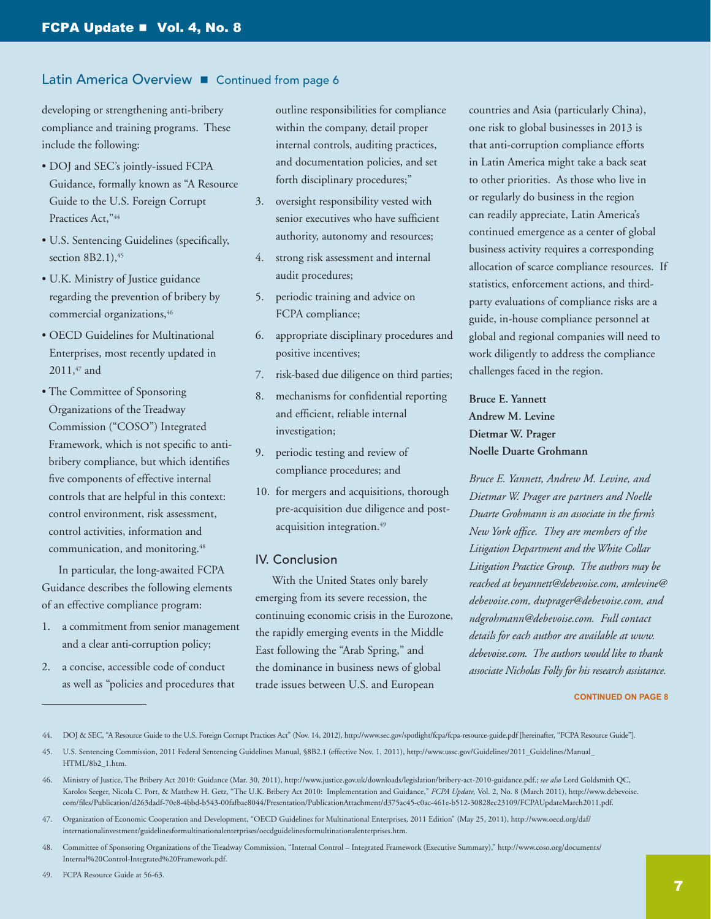Latin America Overview ■ Continued from page 6

developing or strengthening anti-bribery compliance and training programs. These include the following:

- DOJ and SEC's jointly-issued FCPA Guidance, formally known as "A Resource Guide to the U.S. Foreign Corrupt Practices Act,"[44]
- U.S. Sentencing Guidelines (specifically, section 8B2.1),[45]
- U.K. Ministry of Justice guidance regarding the prevention of bribery by commercial organizations,[46]
- OECD Guidelines for Multinational Enterprises, most recently updated in 2011,[47] and
- The Committee of Sponsoring Organizations of the Treadway Commission ("COSO") Integrated Framework, which is not specific to anti-bribery compliance, but which identifies five components of effective internal controls that are helpful in this context: control environment, risk assessment, control activities, information and communication, and monitoring.[48]

In particular, the long-awaited FCPA Guidance describes the following elements of an effective compliance program:

1. a commitment from senior management and a clear anti-corruption policy;
2. a concise, accessible code of conduct as well as "policies and procedures that outline responsibilities for compliance within the company, detail proper internal controls, auditing practices, and documentation policies, and set forth disciplinary procedures;"
3. oversight responsibility vested with senior executives who have sufficient authority, autonomy and resources;
4. strong risk assessment and internal audit procedures;
5. periodic training and advice on FCPA compliance;
6. appropriate disciplinary procedures and positive incentives;
7. risk-based due diligence on third parties;
8. mechanisms for confidential reporting and efficient, reliable internal investigation;
9. periodic testing and review of compliance procedures; and
10. for mergers and acquisitions, thorough pre-acquisition due diligence and post-acquisition integration.[49]

## IV. Conclusion

With the United States only barely emerging from its severe recession, the continuing economic crisis in the Eurozone, the rapidly emerging events in the Middle East following the "Arab Spring," and the dominance in business news of global trade issues between U.S. and European countries and Asia (particularly China), one risk to global businesses in 2013 is that anti-corruption compliance efforts in Latin America might take a back seat to other priorities. As those who live in or regularly do business in the region can readily appreciate, Latin America's continued emergence as a center of global business activity requires a corresponding allocation of scarce compliance resources. If statistics, enforcement actions, and third-party evaluations of compliance risks are a guide, in-house compliance personnel at global and regional companies will need to work diligently to address the compliance challenges faced in the region.

**Bruce E. Yannett**
**Andrew M. Levine**
**Dietmar W. Prager**
**Noelle Duarte Grohmann**

*Bruce E. Yannett, Andrew M. Levine, and Dietmar W. Prager are partners and Noelle Duarte Grohmann is an associate in the firm's New York office. They are members of the Litigation Department and the White Collar Litigation Practice Group. The authors may be reached at beyannett@debevoise.com, amlevine@debevoise.com, dwprager@debevoise.com, and ndgrohmann@debevoise.com. Full contact details for each author are available at www.debevoise.com. The authors would like to thank associate Nicholas Folly for his research assistance.*

CONTINUED ON PAGE 8

---

44. DOJ & SEC, "A Resource Guide to the U.S. Foreign Corrupt Practices Act" (Nov. 14, 2012), http://www.sec.gov/spotlight/fcpa/fcpa-resource-guide.pdf [hereinafter, "FCPA Resource Guide"].

45. U.S. Sentencing Commission, 2011 Federal Sentencing Guidelines Manual, §8B2.1 (effective Nov. 1, 2011), http://www.ussc.gov/Guidelines/2011_Guidelines/Manual_HTML/8b2_1.htm.

46. Ministry of Justice, The Bribery Act 2010: Guidance (Mar. 30, 2011), http://www.justice.gov.uk/downloads/legislation/bribery-act-2010-guidance.pdf.; *see also* Lord Goldsmith QC, Karolos Seeger, Nicola C. Port, & Matthew H. Getz, "The U.K. Bribery Act 2010: Implementation and Guidance," *FCPA Update,* Vol. 2, No. 8 (March 2011), http://www.debevoise.com/files/Publication/d263dadf-70e8-4bbd-b543-00fafbae8044/Presentation/PublicationAttachment/d375ac45-c0ac-461e-b512-30828ec23109/FCPAUpdateMarch2011.pdf.

47. Organization of Economic Cooperation and Development, "OECD Guidelines for Multinational Enterprises, 2011 Edition" (May 25, 2011), http://www.oecd.org/daf/internationalinvestment/guidelinesformultinationalenterprises/oecdguidelinesformultinationalenterprises.htm.

48. Committee of Sponsoring Organizations of the Treadway Commission, "Internal Control – Integrated Framework (Executive Summary)," http://www.coso.org/documents/Internal%20Control-Integrated%20Framework.pdf.

49. FCPA Resource Guide at 56-63.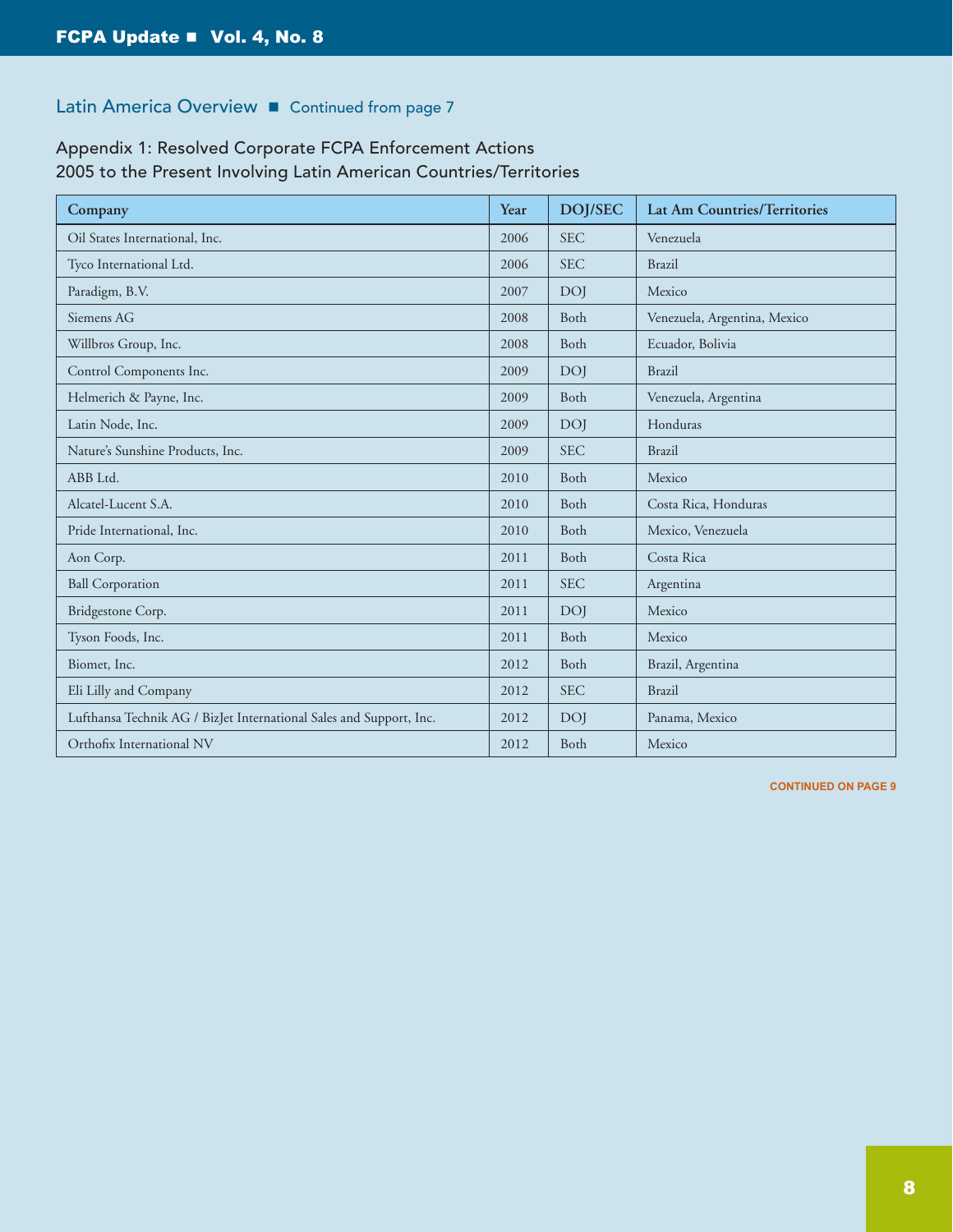Latin America Overview ■ Continued from page 7

## Appendix 1: Resolved Corporate FCPA Enforcement Actions 2005 to the Present Involving Latin American Countries/Territories

| Company | Year | DOJ/SEC | Lat Am Countries/Territories |
|---|---|---|---|
| Oil States International, Inc. | 2006 | SEC | Venezuela |
| Tyco International Ltd. | 2006 | SEC | Brazil |
| Paradigm, B.V. | 2007 | DOJ | Mexico |
| Siemens AG | 2008 | Both | Venezuela, Argentina, Mexico |
| Willbros Group, Inc. | 2008 | Both | Ecuador, Bolivia |
| Control Components Inc. | 2009 | DOJ | Brazil |
| Helmerich & Payne, Inc. | 2009 | Both | Venezuela, Argentina |
| Latin Node, Inc. | 2009 | DOJ | Honduras |
| Nature's Sunshine Products, Inc. | 2009 | SEC | Brazil |
| ABB Ltd. | 2010 | Both | Mexico |
| Alcatel-Lucent S.A. | 2010 | Both | Costa Rica, Honduras |
| Pride International, Inc. | 2010 | Both | Mexico, Venezuela |
| Aon Corp. | 2011 | Both | Costa Rica |
| Ball Corporation | 2011 | SEC | Argentina |
| Bridgestone Corp. | 2011 | DOJ | Mexico |
| Tyson Foods, Inc. | 2011 | Both | Mexico |
| Biomet, Inc. | 2012 | Both | Brazil, Argentina |
| Eli Lilly and Company | 2012 | SEC | Brazil |
| Lufthansa Technik AG / BizJet International Sales and Support, Inc. | 2012 | DOJ | Panama, Mexico |
| Orthofix International NV | 2012 | Both | Mexico |

CONTINUED ON PAGE 9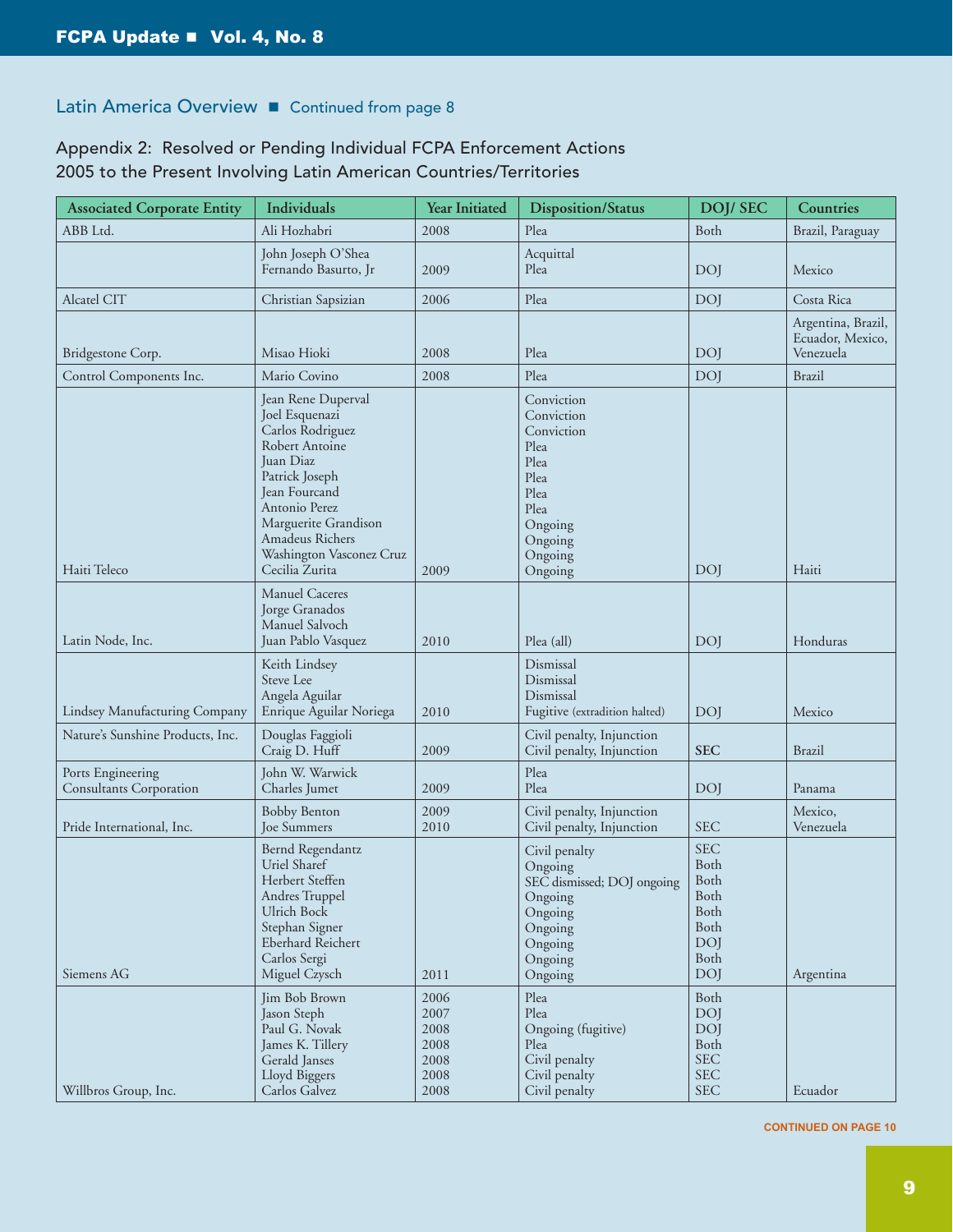Latin America Overview ■ Continued from page 8

## Appendix 2: Resolved or Pending Individual FCPA Enforcement Actions 2005 to the Present Involving Latin American Countries/Territories

| Associated Corporate Entity | Individuals | Year Initiated | Disposition/Status | DOJ/ SEC | Countries |
|---|---|---|---|---|---|
| ABB Ltd. | Ali Hozhabri | 2008 | Plea | Both | Brazil, Paraguay |
| | John Joseph O'Shea<br>Fernando Basurto, Jr | 2009 | Acquittal<br>Plea | DOJ | Mexico |
| Alcatel CIT | Christian Sapsizian | 2006 | Plea | DOJ | Costa Rica |
| Bridgestone Corp. | Misao Hioki | 2008 | Plea | DOJ | Argentina, Brazil, Ecuador, Mexico, Venezuela |
| Control Components Inc. | Mario Covino | 2008 | Plea | DOJ | Brazil |
| Haiti Teleco | Jean Rene Duperval<br>Joel Esquenazi<br>Carlos Rodriguez<br>Robert Antoine<br>Juan Diaz<br>Patrick Joseph<br>Jean Fourcand<br>Antonio Perez<br>Marguerite Grandison<br>Amadeus Richers<br>Washington Vasconez Cruz<br>Cecilia Zurita | 2009 | Conviction<br>Conviction<br>Conviction<br>Plea<br>Plea<br>Plea<br>Plea<br>Plea<br>Ongoing<br>Ongoing<br>Ongoing<br>Ongoing | DOJ | Haiti |
| Latin Node, Inc. | Manuel Caceres<br>Jorge Granados<br>Manuel Salvoch<br>Juan Pablo Vasquez | 2010 | Plea (all) | DOJ | Honduras |
| Lindsey Manufacturing Company | Keith Lindsey<br>Steve Lee<br>Angela Aguilar<br>Enrique Aguilar Noriega | 2010 | Dismissal<br>Dismissal<br>Dismissal<br>Fugitive (extradition halted) | DOJ | Mexico |
| Nature's Sunshine Products, Inc. | Douglas Faggioli<br>Craig D. Huff | 2009 | Civil penalty, Injunction<br>Civil penalty, Injunction | SEC | Brazil |
| Ports Engineering Consultants Corporation | John W. Warwick<br>Charles Jumet | 2009 | Plea<br>Plea | DOJ | Panama |
| Pride International, Inc. | Bobby Benton<br>Joe Summers | 2009<br>2010 | Civil penalty, Injunction<br>Civil penalty, Injunction | SEC | Mexico, Venezuela |
| Siemens AG | Bernd Regendantz<br>Uriel Sharef<br>Herbert Steffen<br>Andres Truppel<br>Ulrich Bock<br>Stephan Signer<br>Eberhard Reichert<br>Carlos Sergi<br>Miguel Czysch | 2011 | Civil penalty<br>Ongoing<br>SEC dismissed; DOJ ongoing<br>Ongoing<br>Ongoing<br>Ongoing<br>Ongoing<br>Ongoing<br>Ongoing | SEC<br>Both<br>Both<br>Both<br>Both<br>Both<br>DOJ<br>Both<br>DOJ | Argentina |
| Willbros Group, Inc. | Jim Bob Brown<br>Jason Steph<br>Paul G. Novak<br>James K. Tillery<br>Gerald Janses<br>Lloyd Biggers<br>Carlos Galvez | 2006<br>2007<br>2008<br>2008<br>2008<br>2008<br>2008 | Plea<br>Plea<br>Ongoing (fugitive)<br>Plea<br>Civil penalty<br>Civil penalty<br>Civil penalty | Both<br>DOJ<br>DOJ<br>Both<br>SEC<br>SEC<br>SEC | Ecuador |

CONTINUED ON PAGE 10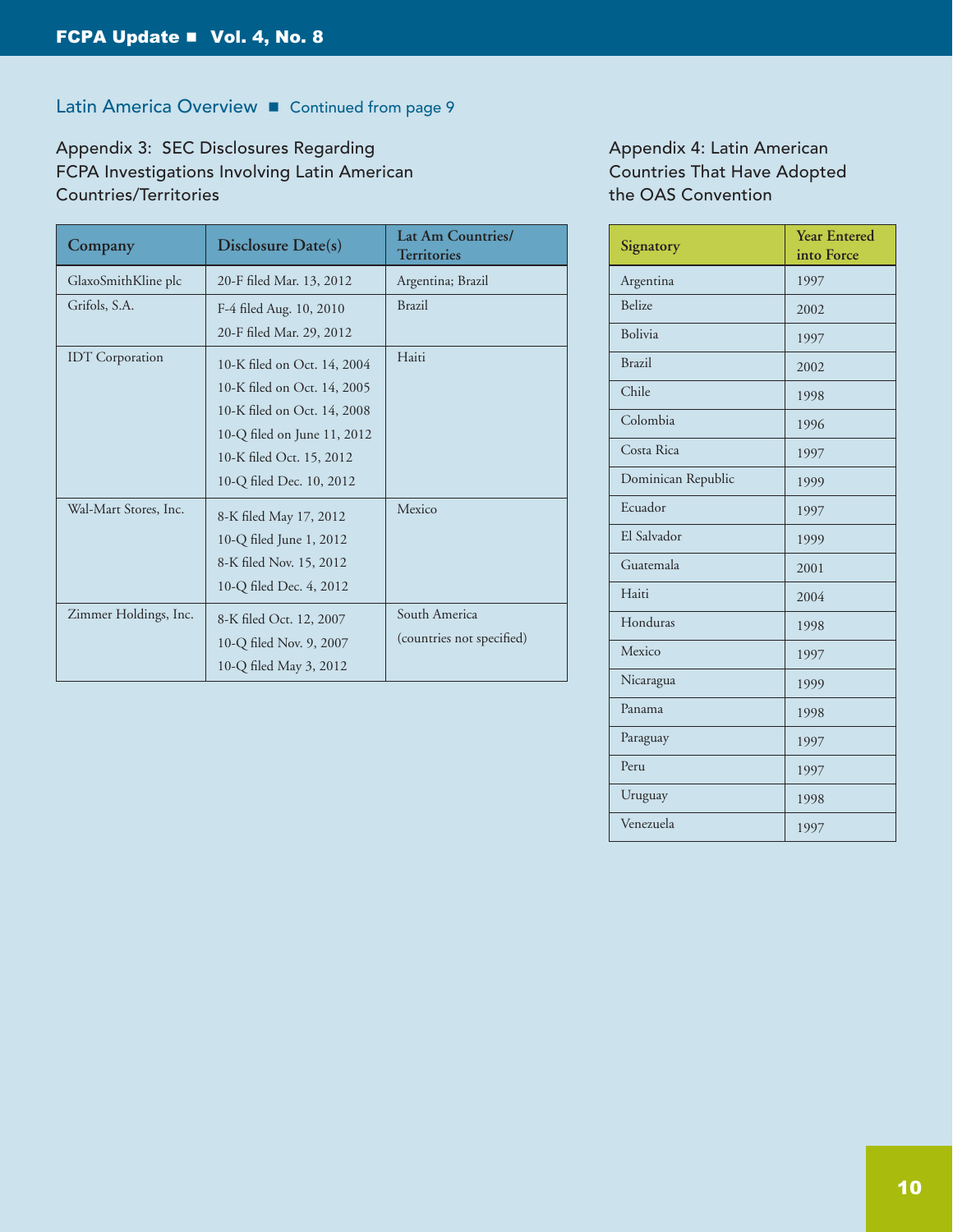## Latin America Overview ■ Continued from page 9

### Appendix 3: SEC Disclosures Regarding FCPA Investigations Involving Latin American Countries/Territories

| Company | Disclosure Date(s) | Lat Am Countries/ Territories |
|---|---|---|
| GlaxoSmithKline plc | 20-F filed Mar. 13, 2012 | Argentina; Brazil |
| Grifols, S.A. | F-4 filed Aug. 10, 2010<br>20-F filed Mar. 29, 2012 | Brazil |
| IDT Corporation | 10-K filed on Oct. 14, 2004<br>10-K filed on Oct. 14, 2005<br>10-K filed on Oct. 14, 2008<br>10-Q filed on June 11, 2012<br>10-K filed Oct. 15, 2012<br>10-Q filed Dec. 10, 2012 | Haiti |
| Wal-Mart Stores, Inc. | 8-K filed May 17, 2012<br>10-Q filed June 1, 2012<br>8-K filed Nov. 15, 2012<br>10-Q filed Dec. 4, 2012 | Mexico |
| Zimmer Holdings, Inc. | 8-K filed Oct. 12, 2007<br>10-Q filed Nov. 9, 2007<br>10-Q filed May 3, 2012 | South America<br>(countries not specified) |

### Appendix 4: Latin American Countries That Have Adopted the OAS Convention

| Signatory | Year Entered into Force |
|---|---|
| Argentina | 1997 |
| Belize | 2002 |
| Bolivia | 1997 |
| Brazil | 2002 |
| Chile | 1998 |
| Colombia | 1996 |
| Costa Rica | 1997 |
| Dominican Republic | 1999 |
| Ecuador | 1997 |
| El Salvador | 1999 |
| Guatemala | 2001 |
| Haiti | 2004 |
| Honduras | 1998 |
| Mexico | 1997 |
| Nicaragua | 1999 |
| Panama | 1998 |
| Paraguay | 1997 |
| Peru | 1997 |
| Uruguay | 1998 |
| Venezuela | 1997 |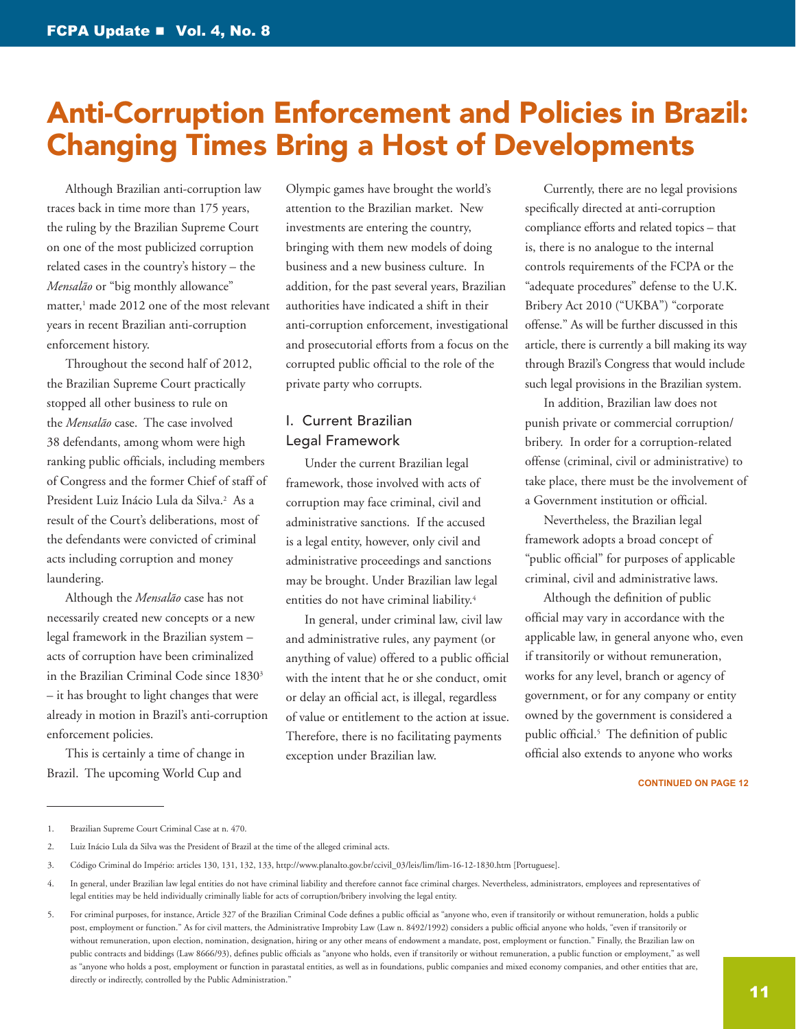# Anti-Corruption Enforcement and Policies in Brazil: Changing Times Bring a Host of Developments

Although Brazilian anti-corruption law traces back in time more than 175 years, the ruling by the Brazilian Supreme Court on one of the most publicized corruption related cases in the country's history – the *Mensalão* or "big monthly allowance" matter,[1] made 2012 one of the most relevant years in recent Brazilian anti-corruption enforcement history.

Throughout the second half of 2012, the Brazilian Supreme Court practically stopped all other business to rule on the *Mensalão* case. The case involved 38 defendants, among whom were high ranking public officials, including members of Congress and the former Chief of staff of President Luiz Inácio Lula da Silva.[2] As a result of the Court's deliberations, most of the defendants were convicted of criminal acts including corruption and money laundering.

Although the *Mensalão* case has not necessarily created new concepts or a new legal framework in the Brazilian system – acts of corruption have been criminalized in the Brazilian Criminal Code since 1830[3] – it has brought to light changes that were already in motion in Brazil's anti-corruption enforcement policies.

This is certainly a time of change in Brazil. The upcoming World Cup and Olympic games have brought the world's attention to the Brazilian market. New investments are entering the country, bringing with them new models of doing business and a new business culture. In addition, for the past several years, Brazilian authorities have indicated a shift in their anti-corruption enforcement, investigational and prosecutorial efforts from a focus on the corrupted public official to the role of the private party who corrupts.

## I. Current Brazilian Legal Framework

Under the current Brazilian legal framework, those involved with acts of corruption may face criminal, civil and administrative sanctions. If the accused is a legal entity, however, only civil and administrative proceedings and sanctions may be brought. Under Brazilian law legal entities do not have criminal liability.[4]

In general, under criminal law, civil law and administrative rules, any payment (or anything of value) offered to a public official with the intent that he or she conduct, omit or delay an official act, is illegal, regardless of value or entitlement to the action at issue. Therefore, there is no facilitating payments exception under Brazilian law.

Currently, there are no legal provisions specifically directed at anti-corruption compliance efforts and related topics – that is, there is no analogue to the internal controls requirements of the FCPA or the "adequate procedures" defense to the U.K. Bribery Act 2010 ("UKBA") "corporate offense." As will be further discussed in this article, there is currently a bill making its way through Brazil's Congress that would include such legal provisions in the Brazilian system.

In addition, Brazilian law does not punish private or commercial corruption/bribery. In order for a corruption-related offense (criminal, civil or administrative) to take place, there must be the involvement of a Government institution or official.

Nevertheless, the Brazilian legal framework adopts a broad concept of "public official" for purposes of applicable criminal, civil and administrative laws.

Although the definition of public official may vary in accordance with the applicable law, in general anyone who, even if transitorily or without remuneration, works for any level, branch or agency of government, or for any company or entity owned by the government is considered a public official.[5] The definition of public official also extends to anyone who works

CONTINUED ON PAGE 12

---

1. Brazilian Supreme Court Criminal Case at n. 470.

2. Luiz Inácio Lula da Silva was the President of Brazil at the time of the alleged criminal acts.

3. Código Criminal do Império: articles 130, 131, 132, 133, http://www.planalto.gov.br/ccivil_03/leis/lim/lim-16-12-1830.htm [Portuguese].

4. In general, under Brazilian law legal entities do not have criminal liability and therefore cannot face criminal charges. Nevertheless, administrators, employees and representatives of legal entities may be held individually criminally liable for acts of corruption/bribery involving the legal entity.

5. For criminal purposes, for instance, Article 327 of the Brazilian Criminal Code defines a public official as "anyone who, even if transitorily or without remuneration, holds a public post, employment or function." As for civil matters, the Administrative Improbity Law (Law n. 8492/1992) considers a public official anyone who holds, "even if transitorily or without remuneration, upon election, nomination, designation, hiring or any other means of endowment a mandate, post, employment or function." Finally, the Brazilian law on public contracts and biddings (Law 8666/93), defines public officials as "anyone who holds, even if transitorily or without remuneration, a public function or employment," as well as "anyone who holds a post, employment or function in parastatal entities, as well as in foundations, public companies and mixed economy companies, and other entities that are, directly or indirectly, controlled by the Public Administration."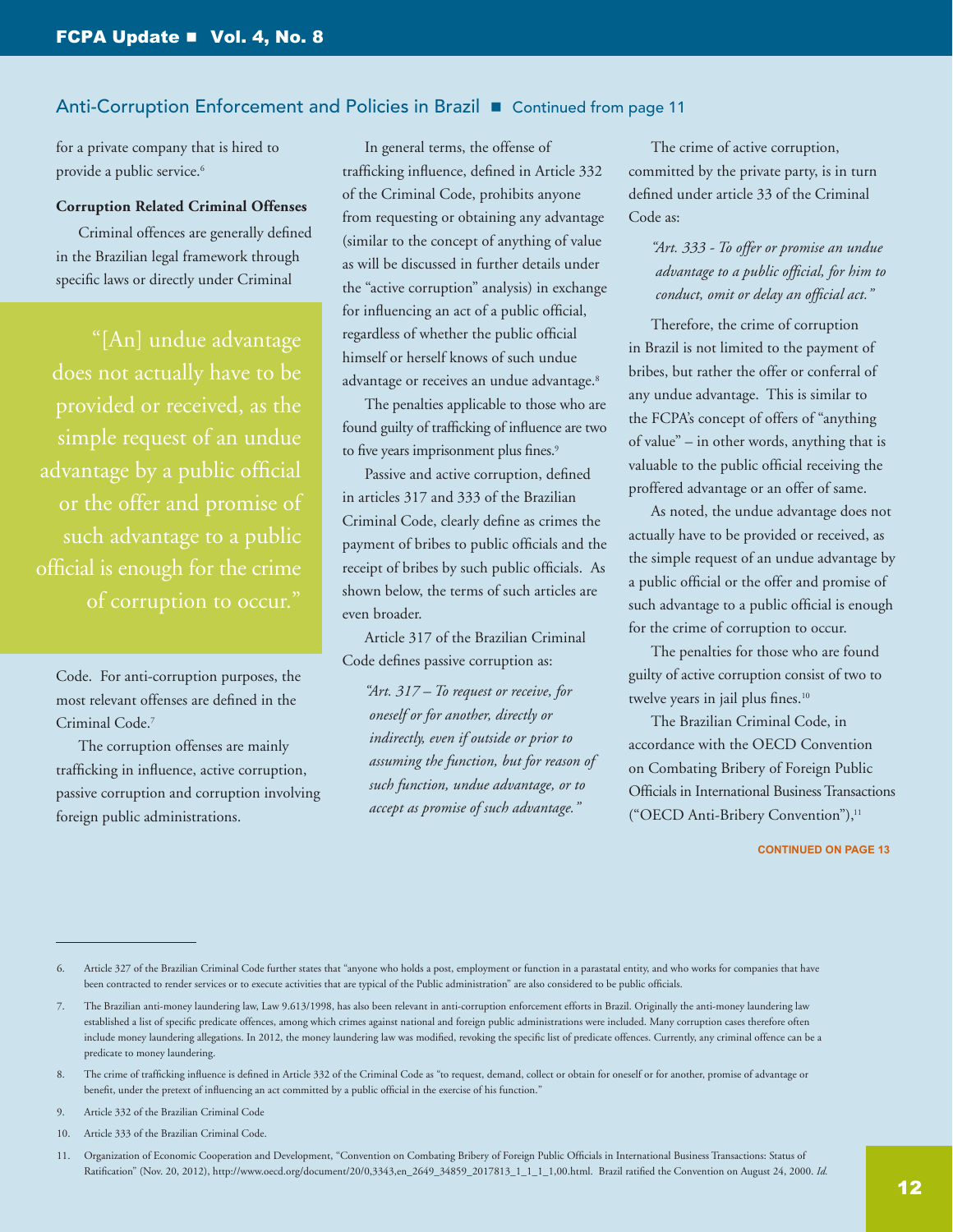## Anti-Corruption Enforcement and Policies in Brazil ■ Continued from page 11

for a private company that is hired to provide a public service.[6]

**Corruption Related Criminal Offenses**

Criminal offences are generally defined in the Brazilian legal framework through specific laws or directly under Criminal Code. For anti-corruption purposes, the most relevant offenses are defined in the Criminal Code.[7]

> "[An] undue advantage does not actually have to be provided or received, as the simple request of an undue advantage by a public official or the offer and promise of such advantage to a public official is enough for the crime of corruption to occur."

The corruption offenses are mainly trafficking in influence, active corruption, passive corruption and corruption involving foreign public administrations.

In general terms, the offense of trafficking influence, defined in Article 332 of the Criminal Code, prohibits anyone from requesting or obtaining any advantage (similar to the concept of anything of value as will be discussed in further details under the "active corruption" analysis) in exchange for influencing an act of a public official, regardless of whether the public official himself or herself knows of such undue advantage or receives an undue advantage.[8]

The penalties applicable to those who are found guilty of trafficking of influence are two to five years imprisonment plus fines.[9]

Passive and active corruption, defined in articles 317 and 333 of the Brazilian Criminal Code, clearly define as crimes the payment of bribes to public officials and the receipt of bribes by such public officials. As shown below, the terms of such articles are even broader.

Article 317 of the Brazilian Criminal Code defines passive corruption as:

> *"Art. 317 – To request or receive, for oneself or for another, directly or indirectly, even if outside or prior to assuming the function, but for reason of such function, undue advantage, or to accept as promise of such advantage."*

The crime of active corruption, committed by the private party, is in turn defined under article 33 of the Criminal Code as:

> *"Art. 333 - To offer or promise an undue advantage to a public official, for him to conduct, omit or delay an official act."*

Therefore, the crime of corruption in Brazil is not limited to the payment of bribes, but rather the offer or conferral of any undue advantage. This is similar to the FCPA's concept of offers of "anything of value" – in other words, anything that is valuable to the public official receiving the proffered advantage or an offer of same.

As noted, the undue advantage does not actually have to be provided or received, as the simple request of an undue advantage by a public official or the offer and promise of such advantage to a public official is enough for the crime of corruption to occur.

The penalties for those who are found guilty of active corruption consist of two to twelve years in jail plus fines.[10]

The Brazilian Criminal Code, in accordance with the OECD Convention on Combating Bribery of Foreign Public Officials in International Business Transactions ("OECD Anti-Bribery Convention"),[11]

CONTINUED ON PAGE 13

---

6. Article 327 of the Brazilian Criminal Code further states that "anyone who holds a post, employment or function in a parastatal entity, and who works for companies that have been contracted to render services or to execute activities that are typical of the Public administration" are also considered to be public officials.

7. The Brazilian anti-money laundering law, Law 9.613/1998, has also been relevant in anti-corruption enforcement efforts in Brazil. Originally the anti-money laundering law established a list of specific predicate offences, among which crimes against national and foreign public administrations were included. Many corruption cases therefore often include money laundering allegations. In 2012, the money laundering law was modified, revoking the specific list of predicate offences. Currently, any criminal offence can be a predicate to money laundering.

8. The crime of trafficking influence is defined in Article 332 of the Criminal Code as "to request, demand, collect or obtain for oneself or for another, promise of advantage or benefit, under the pretext of influencing an act committed by a public official in the exercise of his function."

9. Article 332 of the Brazilian Criminal Code

10. Article 333 of the Brazilian Criminal Code.

11. Organization of Economic Cooperation and Development, "Convention on Combating Bribery of Foreign Public Officials in International Business Transactions: Status of Ratification" (Nov. 20, 2012), http://www.oecd.org/document/20/0,3343,en_2649_34859_2017813_1_1_1_1,00.html. Brazil ratified the Convention on August 24, 2000. *Id.*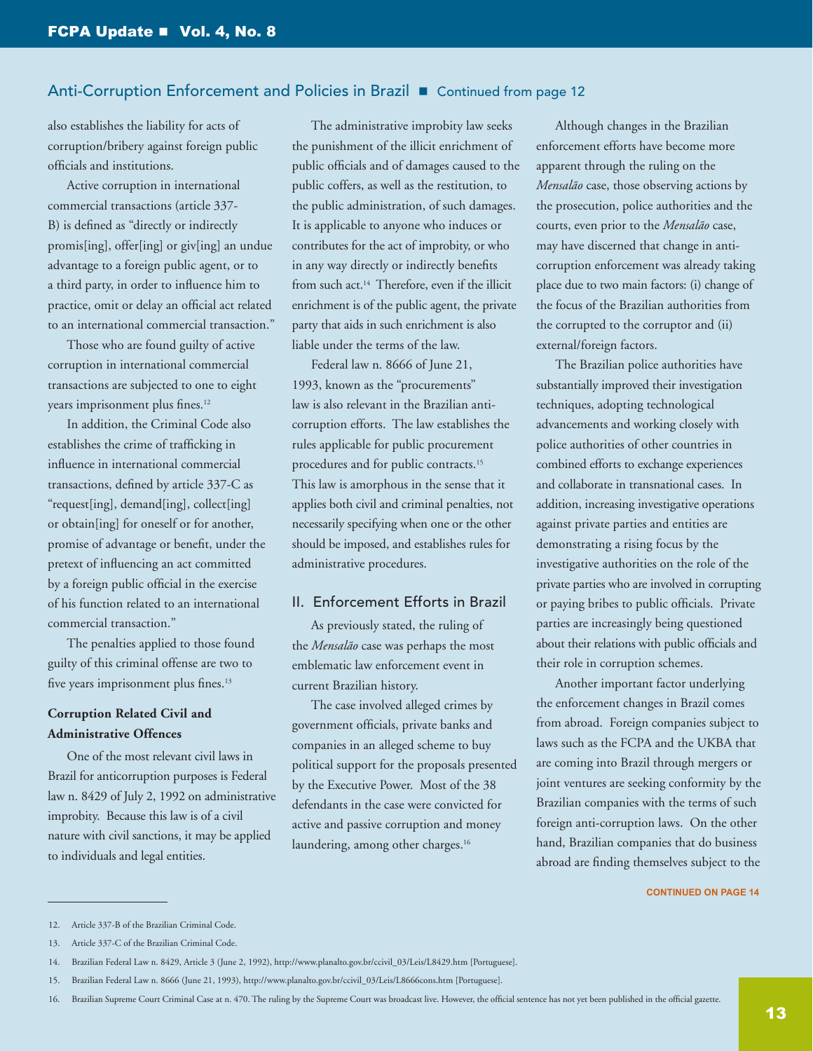also establishes the liability for acts of corruption/bribery against foreign public officials and institutions.

Active corruption in international commercial transactions (article 337-B) is defined as "directly or indirectly promis[ing], offer[ing] or giv[ing] an undue advantage to a foreign public agent, or to a third party, in order to influence him to practice, omit or delay an official act related to an international commercial transaction."

Those who are found guilty of active corruption in international commercial transactions are subjected to one to eight years imprisonment plus fines.[12]

In addition, the Criminal Code also establishes the crime of trafficking in influence in international commercial transactions, defined by article 337-C as "request[ing], demand[ing], collect[ing] or obtain[ing] for oneself or for another, promise of advantage or benefit, under the pretext of influencing an act committed by a foreign public official in the exercise of his function related to an international commercial transaction."

The penalties applied to those found guilty of this criminal offense are two to five years imprisonment plus fines.[13]

### Corruption Related Civil and Administrative Offences

One of the most relevant civil laws in Brazil for anticorruption purposes is Federal law n. 8429 of July 2, 1992 on administrative improbity. Because this law is of a civil nature with civil sanctions, it may be applied to individuals and legal entities.

The administrative improbity law seeks the punishment of the illicit enrichment of public officials and of damages caused to the public coffers, as well as the restitution, to the public administration, of such damages. It is applicable to anyone who induces or contributes for the act of improbity, or who in any way directly or indirectly benefits from such act.[14] Therefore, even if the illicit enrichment is of the public agent, the private party that aids in such enrichment is also liable under the terms of the law.

Federal law n. 8666 of June 21, 1993, known as the "procurements" law is also relevant in the Brazilian anti-corruption efforts. The law establishes the rules applicable for public procurement procedures and for public contracts.[15] This law is amorphous in the sense that it applies both civil and criminal penalties, not necessarily specifying when one or the other should be imposed, and establishes rules for administrative procedures.

## II. Enforcement Efforts in Brazil

As previously stated, the ruling of the *Mensalão* case was perhaps the most emblematic law enforcement event in current Brazilian history.

The case involved alleged crimes by government officials, private banks and companies in an alleged scheme to buy political support for the proposals presented by the Executive Power. Most of the 38 defendants in the case were convicted for active and passive corruption and money laundering, among other charges.[16]

Although changes in the Brazilian enforcement efforts have become more apparent through the ruling on the *Mensalão* case, those observing actions by the prosecution, police authorities and the courts, even prior to the *Mensalão* case, may have discerned that change in anti-corruption enforcement was already taking place due to two main factors: (i) change of the focus of the Brazilian authorities from the corrupted to the corruptor and (ii) external/foreign factors.

The Brazilian police authorities have substantially improved their investigation techniques, adopting technological advancements and working closely with police authorities of other countries in combined efforts to exchange experiences and collaborate in transnational cases. In addition, increasing investigative operations against private parties and entities are demonstrating a rising focus by the investigative authorities on the role of the private parties who are involved in corrupting or paying bribes to public officials. Private parties are increasingly being questioned about their relations with public officials and their role in corruption schemes.

Another important factor underlying the enforcement changes in Brazil comes from abroad. Foreign companies subject to laws such as the FCPA and the UKBA that are coming into Brazil through mergers or joint ventures are seeking conformity by the Brazilian companies with the terms of such foreign anti-corruption laws. On the other hand, Brazilian companies that do business abroad are finding themselves subject to the

CONTINUED ON PAGE 14

---

12. Article 337-B of the Brazilian Criminal Code.
13. Article 337-C of the Brazilian Criminal Code.
14. Brazilian Federal Law n. 8429, Article 3 (June 2, 1992), http://www.planalto.gov.br/ccivil_03/Leis/L8429.htm [Portuguese].
15. Brazilian Federal Law n. 8666 (June 21, 1993), http://www.planalto.gov.br/ccivil_03/Leis/L8666cons.htm [Portuguese].
16. Brazilian Supreme Court Criminal Case at n. 470. The ruling by the Supreme Court was broadcast live. However, the official sentence has not yet been published in the official gazette.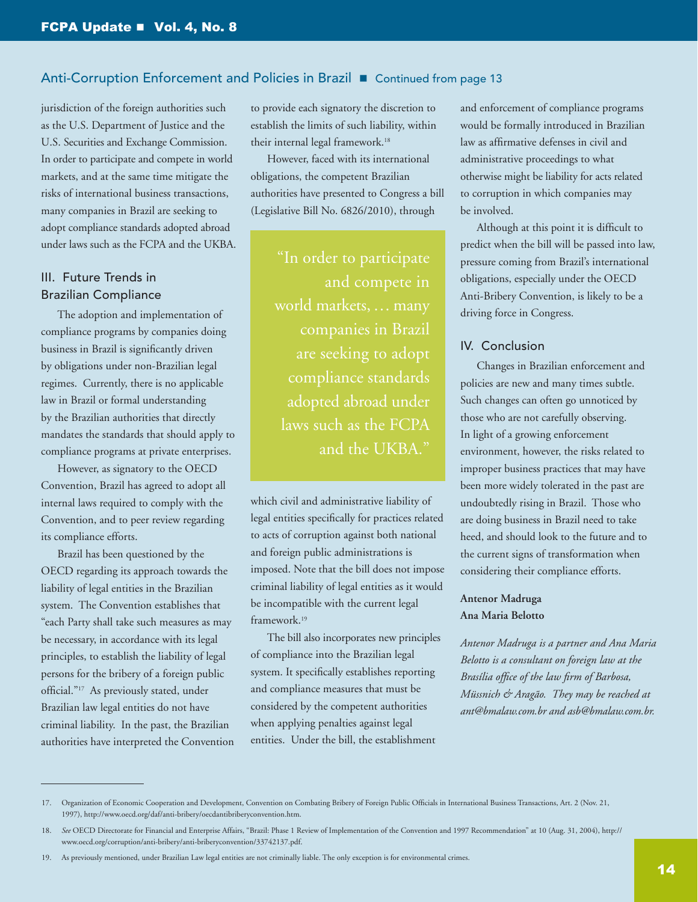## Anti-Corruption Enforcement and Policies in Brazil ■ Continued from page 13

jurisdiction of the foreign authorities such as the U.S. Department of Justice and the U.S. Securities and Exchange Commission. In order to participate and compete in world markets, and at the same time mitigate the risks of international business transactions, many companies in Brazil are seeking to adopt compliance standards adopted abroad under laws such as the FCPA and the UKBA.

### III. Future Trends in Brazilian Compliance

The adoption and implementation of compliance programs by companies doing business in Brazil is significantly driven by obligations under non-Brazilian legal regimes. Currently, there is no applicable law in Brazil or formal understanding by the Brazilian authorities that directly mandates the standards that should apply to compliance programs at private enterprises.

However, as signatory to the OECD Convention, Brazil has agreed to adopt all internal laws required to comply with the Convention, and to peer review regarding its compliance efforts.

Brazil has been questioned by the OECD regarding its approach towards the liability of legal entities in the Brazilian system. The Convention establishes that "each Party shall take such measures as may be necessary, in accordance with its legal principles, to establish the liability of legal persons for the bribery of a foreign public official."[17] As previously stated, under Brazilian law legal entities do not have criminal liability. In the past, the Brazilian authorities have interpreted the Convention to provide each signatory the discretion to establish the limits of such liability, within their internal legal framework.[18]

However, faced with its international obligations, the competent Brazilian authorities have presented to Congress a bill (Legislative Bill No. 6826/2010), through which civil and administrative liability of legal entities specifically for practices related to acts of corruption against both national and foreign public administrations is imposed. Note that the bill does not impose criminal liability of legal entities as it would be incompatible with the current legal framework.[19]

> "In order to participate and compete in world markets, … many companies in Brazil are seeking to adopt compliance standards adopted abroad under laws such as the FCPA and the UKBA."

The bill also incorporates new principles of compliance into the Brazilian legal system. It specifically establishes reporting and compliance measures that must be considered by the competent authorities when applying penalties against legal entities. Under the bill, the establishment and enforcement of compliance programs would be formally introduced in Brazilian law as affirmative defenses in civil and administrative proceedings to what otherwise might be liability for acts related to corruption in which companies may be involved.

Although at this point it is difficult to predict when the bill will be passed into law, pressure coming from Brazil's international obligations, especially under the OECD Anti-Bribery Convention, is likely to be a driving force in Congress.

### IV. Conclusion

Changes in Brazilian enforcement and policies are new and many times subtle. Such changes can often go unnoticed by those who are not carefully observing. In light of a growing enforcement environment, however, the risks related to improper business practices that may have been more widely tolerated in the past are undoubtedly rising in Brazil. Those who are doing business in Brazil need to take heed, and should look to the future and to the current signs of transformation when considering their compliance efforts.

**Antenor Madruga**
**Ana Maria Belotto**

*Antenor Madruga is a partner and Ana Maria Belotto is a consultant on foreign law at the Brasília office of the law firm of Barbosa, Müssnich & Aragão. They may be reached at ant@bmalaw.com.br and asb@bmalaw.com.br.*

---

17. Organization of Economic Cooperation and Development, Convention on Combating Bribery of Foreign Public Officials in International Business Transactions, Art. 2 (Nov. 21, 1997), http://www.oecd.org/daf/anti-bribery/oecdantibriberyconvention.htm.

18. *See* OECD Directorate for Financial and Enterprise Affairs, "Brazil: Phase 1 Review of Implementation of the Convention and 1997 Recommendation" at 10 (Aug. 31, 2004), http://www.oecd.org/corruption/anti-bribery/anti-briberyconvention/33742137.pdf.

19. As previously mentioned, under Brazilian Law legal entities are not criminally liable. The only exception is for environmental crimes.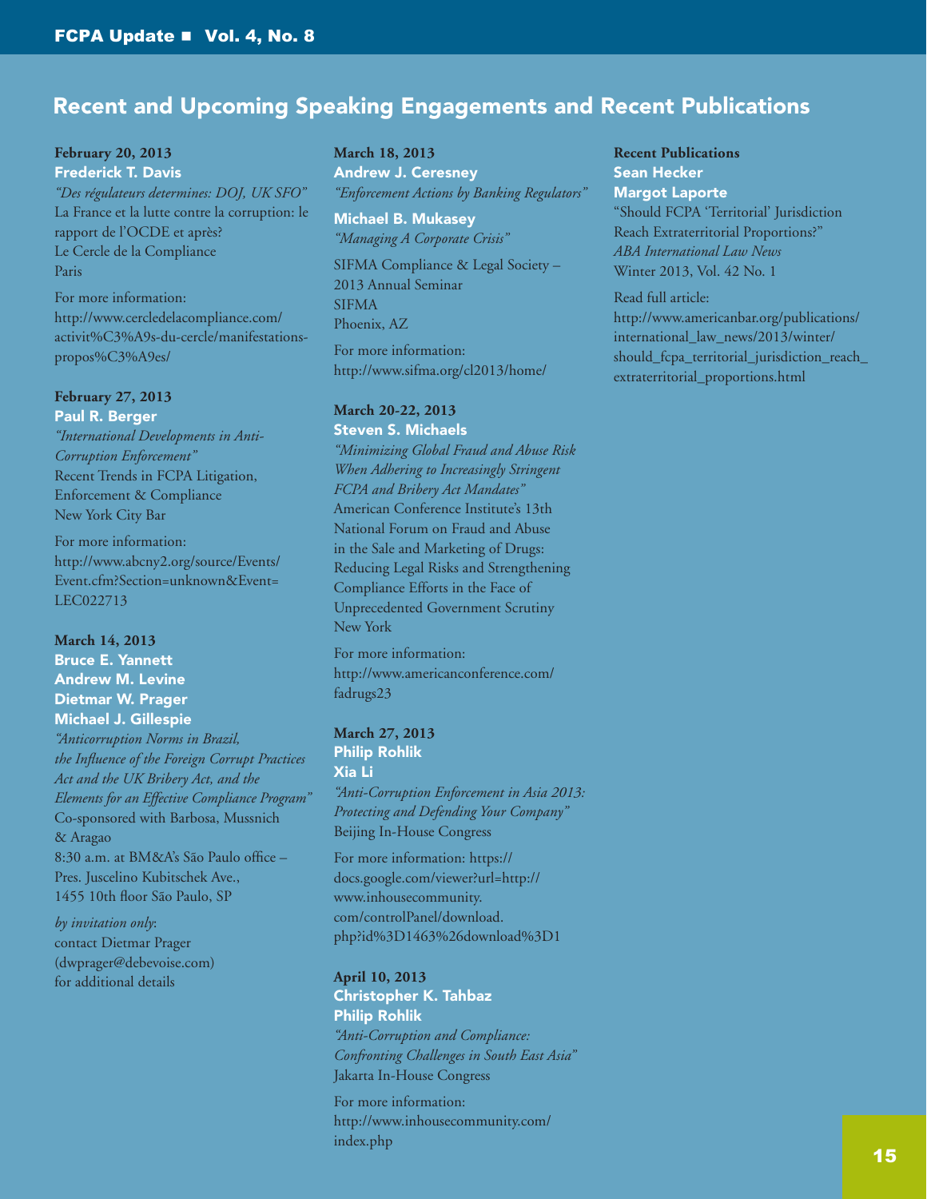## Recent and Upcoming Speaking Engagements and Recent Publications

**February 20, 2013**
**Frederick T. Davis**
*"Des régulateurs determines: DOJ, UK SFO"*
La France et la lutte contre la corruption: le rapport de l'OCDE et après?
Le Cercle de la Compliance
Paris

For more information:
http://www.cercledelacompliance.com/activit%C3%A9s-du-cercle/manifestations-propos%C3%A9es/

**February 27, 2013**
**Paul R. Berger**
*"International Developments in Anti-Corruption Enforcement"*
Recent Trends in FCPA Litigation, Enforcement & Compliance
New York City Bar

For more information:
http://www.abcny2.org/source/Events/Event.cfm?Section=unknown&Event=LEC022713

**March 14, 2013**
**Bruce E. Yannett**
**Andrew M. Levine**
**Dietmar W. Prager**
**Michael J. Gillespie**
*"Anticorruption Norms in Brazil, the Influence of the Foreign Corrupt Practices Act and the UK Bribery Act, and the Elements for an Effective Compliance Program"*
Co-sponsored with Barbosa, Mussnich & Aragao
8:30 a.m. at BM&A's São Paulo office – Pres. Juscelino Kubitschek Ave., 1455 10th floor São Paulo, SP

*by invitation only*:
contact Dietmar Prager (dwprager@debevoise.com) for additional details

**March 18, 2013**
**Andrew J. Ceresney**
*"Enforcement Actions by Banking Regulators"*

**Michael B. Mukasey**
*"Managing A Corporate Crisis"*

SIFMA Compliance & Legal Society – 2013 Annual Seminar
SIFMA
Phoenix, AZ

For more information:
http://www.sifma.org/cl2013/home/

**March 20-22, 2013**
**Steven S. Michaels**
*"Minimizing Global Fraud and Abuse Risk When Adhering to Increasingly Stringent FCPA and Bribery Act Mandates"*
American Conference Institute's 13th National Forum on Fraud and Abuse in the Sale and Marketing of Drugs: Reducing Legal Risks and Strengthening Compliance Efforts in the Face of Unprecedented Government Scrutiny
New York

For more information:
http://www.americanconference.com/fadrugs23

**March 27, 2013**
**Philip Rohlik**
**Xia Li**
*"Anti-Corruption Enforcement in Asia 2013: Protecting and Defending Your Company"*
Beijing In-House Congress

For more information: https://docs.google.com/viewer?url=http://www.inhousecommunity.com/controlPanel/download.php?id%3D1463%26download%3D1

**April 10, 2013**
**Christopher K. Tahbaz**
**Philip Rohlik**
*"Anti-Corruption and Compliance: Confronting Challenges in South East Asia"*
Jakarta In-House Congress

For more information:
http://www.inhousecommunity.com/index.php

**Recent Publications**
**Sean Hecker**
**Margot Laporte**
"Should FCPA 'Territorial' Jurisdiction Reach Extraterritorial Proportions?"
*ABA International Law News*
Winter 2013, Vol. 42 No. 1

Read full article:
http://www.americanbar.org/publications/international_law_news/2013/winter/should_fcpa_territorial_jurisdiction_reach_extraterritorial_proportions.html